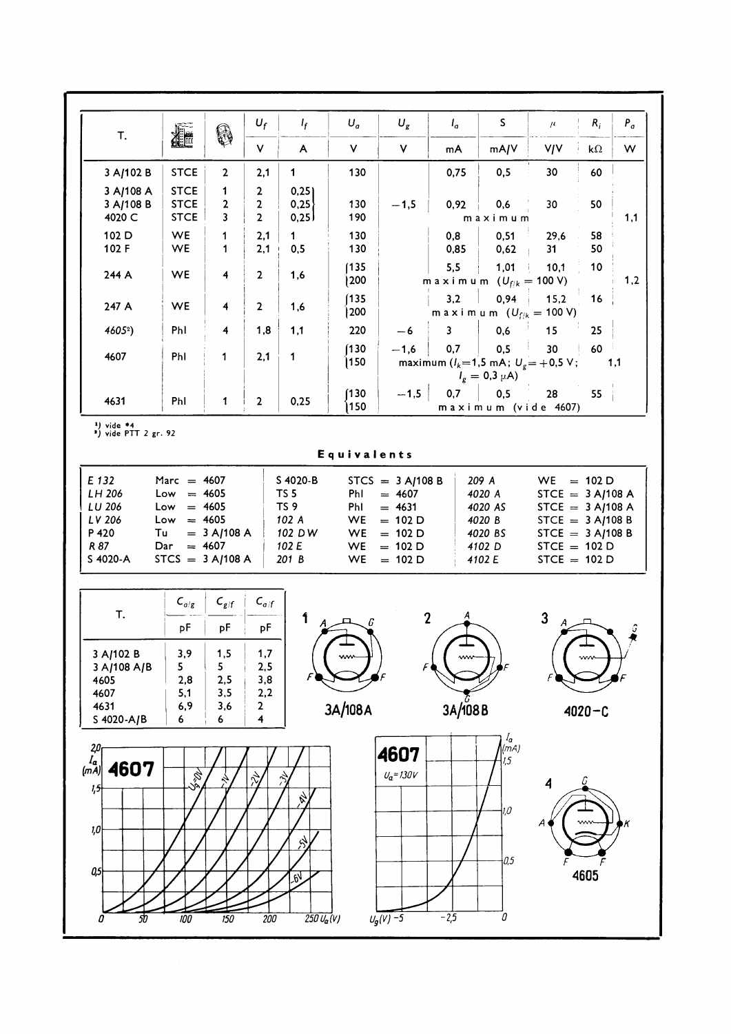| T. | | | $U_f$ | $I_f$ | $U_a$ | $U_g$ | $I_a$ | S | $\mu$ | $R_i$ | $P_a$ |
|---|---|---|---|---|---|---|---|---|---|---|---|
| | | | V | A | V | V | mA | mA/V | V/V | kΩ | W |
| 3 A/102 B | STCE | 2 | 2,1 | 1 | 130 | | 0,75 | 0,5 | 30 | 60 | |
| 3 A/108 A | STCE | 1 | 2 | 0,25 | | | | | | | |
| 3 A/108 B | STCE | 2 | 2 | 0,25 | 130 | −1,5 | 0,92 | 0,6 | 30 | 50 | |
| 4020 C | STCE | 3 | 2 | 0,25 | 190 | | maximum | | | | 1,1 |
| 102 D | WE | 1 | 2,1 | 1 | 130 | | 0,8 | 0,51 | 29,6 | 58 | |
| 102 F | WE | 1 | 2,1 | 0,5 | 130 | | 0,85 | 0,62 | 31 | 50 | |
| 244 A | WE | 4 | 2 | 1,6 | 135 | | 5,5 | 1,01 | 10,1 | 10 | |
| | | | | | 200 | | maximum ($U_{f/k}$ = 100 V) | | | | 1,2 |
| 247 A | WE | 4 | 2 | 1,6 | 135 | | 3,2 | 0,94 | 15,2 | 16 | |
| | | | | | 200 | | maximum ($U_{f/k}$ = 100 V) | | | | |
| *4605*[2]) | Phl | 4 | 1,8 | 1,1 | 220 | −6 | 3 | 0,6 | 15 | 25 | |
| 4607 | Phl | 1 | 2,1 | 1 | 130 | −1,6 | 0,7 | 0,5 | 30 | 60 | |
| | | | | | 150 | | maximum ($I_k$=1,5 mA; $U_g$ = +0,5 V; $I_g$ = 0,3 μA) | | | | 1,1 |
| 4631 | Phl | 1 | 2 | 0,25 | 130 | −1,5 | 0,7 | 0,5 | 28 | 55 | |
| | | | | | 150 | | maximum (vide 4607) | | | | |

[1]) vide *4
[2]) vide PTT 2 gr. 92

## Equivalents

| | | | | | |
|---|---|---|---|---|---|
| *E 132* | Marc = 4607 | S 4020-B | STCS = 3 A/108 B | *209 A* | WE = 102 D |
| *LH 206* | Low = 4605 | TS 5 | Phl = 4607 | *4020 A* | STCE = 3 A/108 A |
| *LU 206* | Low = 4605 | TS 9 | Phl = 4631 | *4020 AS* | STCE = 3 A/108 A |
| *LV 206* | Low = 4605 | *102 A* | WE = 102 D | *4020 B* | STCE = 3 A/108 B |
| P 420 | Tu = 3 A/108 A | *102 DW* | WE = 102 D | *4020 BS* | STCE = 3 A/108 B |
| *R 87* | Dar = 4607 | *102 E* | WE = 102 D | *4102 D* | STCE = 102 D |
| S 4020-A | STCS = 3 A/108 A | *201 B* | WE = 102 D | *4102 E* | STCE = 102 D |

| T. | $C_{a/g}$ | $C_{g/f}$ | $C_{a/f}$ |
|---|---|---|---|
| | pF | pF | pF |
| 3 A/102 B | 3,9 | 1,5 | 1,7 |
| 3 A/108 A/B | 5 | 5 | 2,5 |
| 4605 | 2,8 | 2,5 | 3,8 |
| 4607 | 5,1 | 3,5 | 2,2 |
| 4631 | 6,9 | 3,6 | 2 |
| S 4020-A/B | 6 | 6 | 4 |

1 3A/108A

2 3A/108B

3 4020−C

4 4605

4607

4607 $U_a$=130V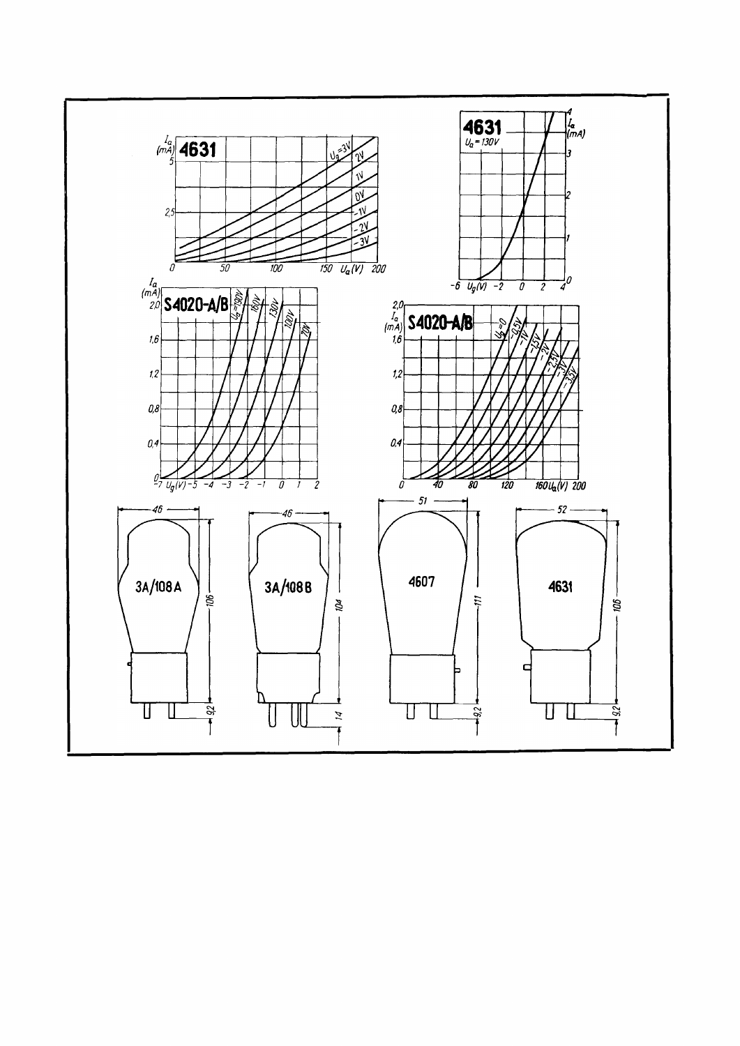$I_a$ (mA)

**4631**

5

2,5

0

50

100

150 $U_a$(V) 200

$U_g$=3V

2V

1V

0V

-1V

-2V

-3V

**4631**

$U_a$ = 130V

$I_a$ (mA)

4

3

2

1

0

-6 $U_g$(V) -2 0 2 4

$I_a$ (mA)

**S4020-A/B**

2,0

1,6

1,2

0,8

0,4

0

-7 $U_g$(V) -5 -4 -3 -2 -1 0 1 2

$U_a$=190V

160V

130V

100V

70V

2,0

$I_a$ (mA)

**S4020-A/B**

1,6

1,2

0,8

0,4

0

40

80

120

160 $U_a$(V) 200

$U_g$=0

-0,5V

-1V

-1,5V

-2V

-2,5V

-3V

-3,5V

3A/108A

46

106

9,2

3A/108B

46

104

14

4607

51

111

9,2

4631

52

106

9,2